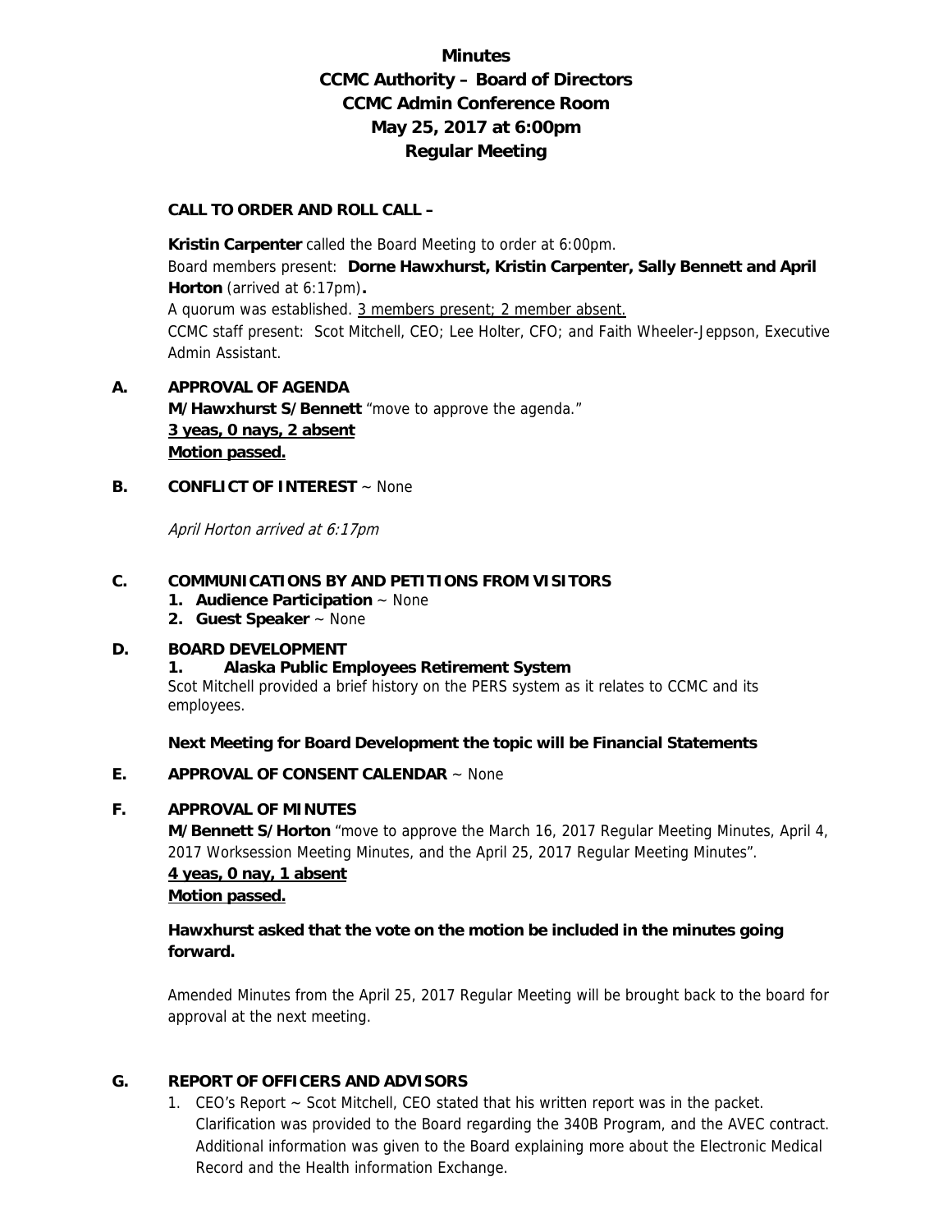# Minutes
# CCMC Authority – Board of Directors
# CCMC Admin Conference Room
# May 25, 2017 at 6:00pm
# Regular Meeting

**CALL TO ORDER AND ROLL CALL –**

**Kristin Carpenter** called the Board Meeting to order at 6:00pm.
Board members present: **Dorne Hawxhurst, Kristin Carpenter, Sally Bennett and April Horton** (arrived at 6:17pm)**.**
A quorum was established. <u>3 members present; 2 member absent.</u>
CCMC staff present: Scot Mitchell, CEO; Lee Holter, CFO; and Faith Wheeler-Jeppson, Executive Admin Assistant.

**A. APPROVAL OF AGENDA**

**M/Hawxhurst S/Bennett** "move to approve the agenda."
**<u>3 yeas, 0 nays, 2 absent</u>**
**<u>Motion passed.</u>**

**B. CONFLICT OF INTEREST** ~ None

*April Horton arrived at 6:17pm*

**C. COMMUNICATIONS BY AND PETITIONS FROM VISITORS**

1. **Audience Participation** ~ None
2. **Guest Speaker** ~ None

**D. BOARD DEVELOPMENT**

**1. Alaska Public Employees Retirement System**
Scot Mitchell provided a brief history on the PERS system as it relates to CCMC and its employees.

**Next Meeting for Board Development the topic will be Financial Statements**

**E. APPROVAL OF CONSENT CALENDAR** ~ None

**F. APPROVAL OF MINUTES**

**M/Bennett S/Horton** "move to approve the March 16, 2017 Regular Meeting Minutes, April 4, 2017 Worksession Meeting Minutes, and the April 25, 2017 Regular Meeting Minutes".
**<u>4 yeas, 0 nay, 1 absent</u>**
**<u>Motion passed.</u>**

**Hawxhurst asked that the vote on the motion be included in the minutes going forward.**

Amended Minutes from the April 25, 2017 Regular Meeting will be brought back to the board for approval at the next meeting.

**G. REPORT OF OFFICERS AND ADVISORS**

1. CEO's Report ~ Scot Mitchell, CEO stated that his written report was in the packet. Clarification was provided to the Board regarding the 340B Program, and the AVEC contract. Additional information was given to the Board explaining more about the Electronic Medical Record and the Health information Exchange.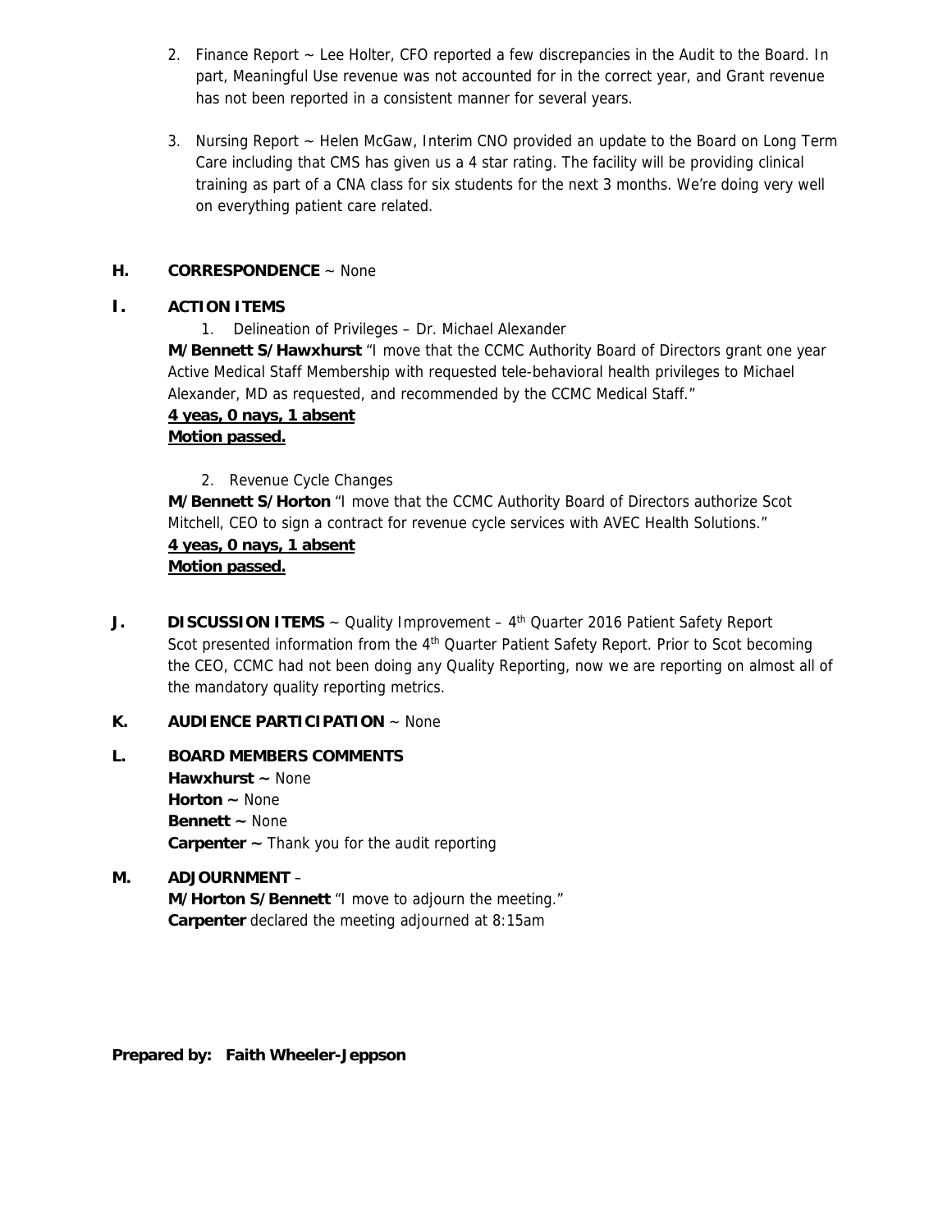2. Finance Report ~ Lee Holter, CFO reported a few discrepancies in the Audit to the Board. In part, Meaningful Use revenue was not accounted for in the correct year, and Grant revenue has not been reported in a consistent manner for several years.

3. Nursing Report ~ Helen McGaw, Interim CNO provided an update to the Board on Long Term Care including that CMS has given us a 4 star rating. The facility will be providing clinical training as part of a CNA class for six students for the next 3 months. We're doing very well on everything patient care related.

**H. CORRESPONDENCE** ~ None

**I. ACTION ITEMS**

1. Delineation of Privileges – Dr. Michael Alexander

**M/Bennett S/Hawxhurst** "I move that the CCMC Authority Board of Directors grant one year Active Medical Staff Membership with requested tele-behavioral health privileges to Michael Alexander, MD as requested, and recommended by the CCMC Medical Staff."

**4 yeas, 0 nays, 1 absent**
**Motion passed.**

2. Revenue Cycle Changes

**M/Bennett S/Horton** "I move that the CCMC Authority Board of Directors authorize Scot Mitchell, CEO to sign a contract for revenue cycle services with AVEC Health Solutions."

**4 yeas, 0 nays, 1 absent**
**Motion passed.**

**J. DISCUSSION ITEMS** ~ Quality Improvement – 4th Quarter 2016 Patient Safety Report

Scot presented information from the 4th Quarter Patient Safety Report. Prior to Scot becoming the CEO, CCMC had not been doing any Quality Reporting, now we are reporting on almost all of the mandatory quality reporting metrics.

**K. AUDIENCE PARTICIPATION** ~ None

**L. BOARD MEMBERS COMMENTS**

**Hawxhurst ~** None
**Horton ~** None
**Bennett ~** None
**Carpenter ~** Thank you for the audit reporting

**M. ADJOURNMENT** –

**M/Horton S/Bennett** "I move to adjourn the meeting."
**Carpenter** declared the meeting adjourned at 8:15am

**Prepared by: Faith Wheeler-Jeppson**